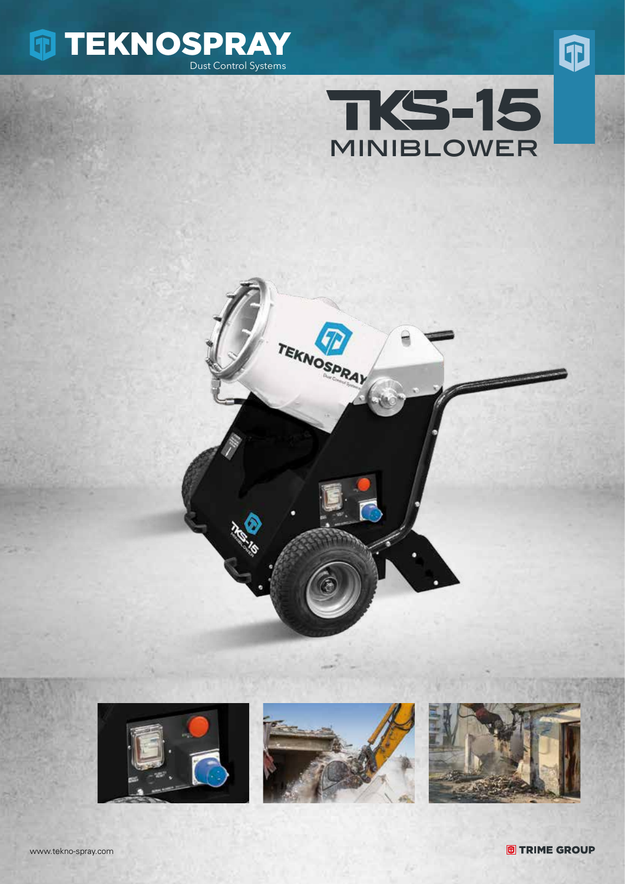# TEKNOSPRAY

Dust Control Systems

# TKS-15

## MINIBLOWER

www.tekno-spray.com

TRIME GROUP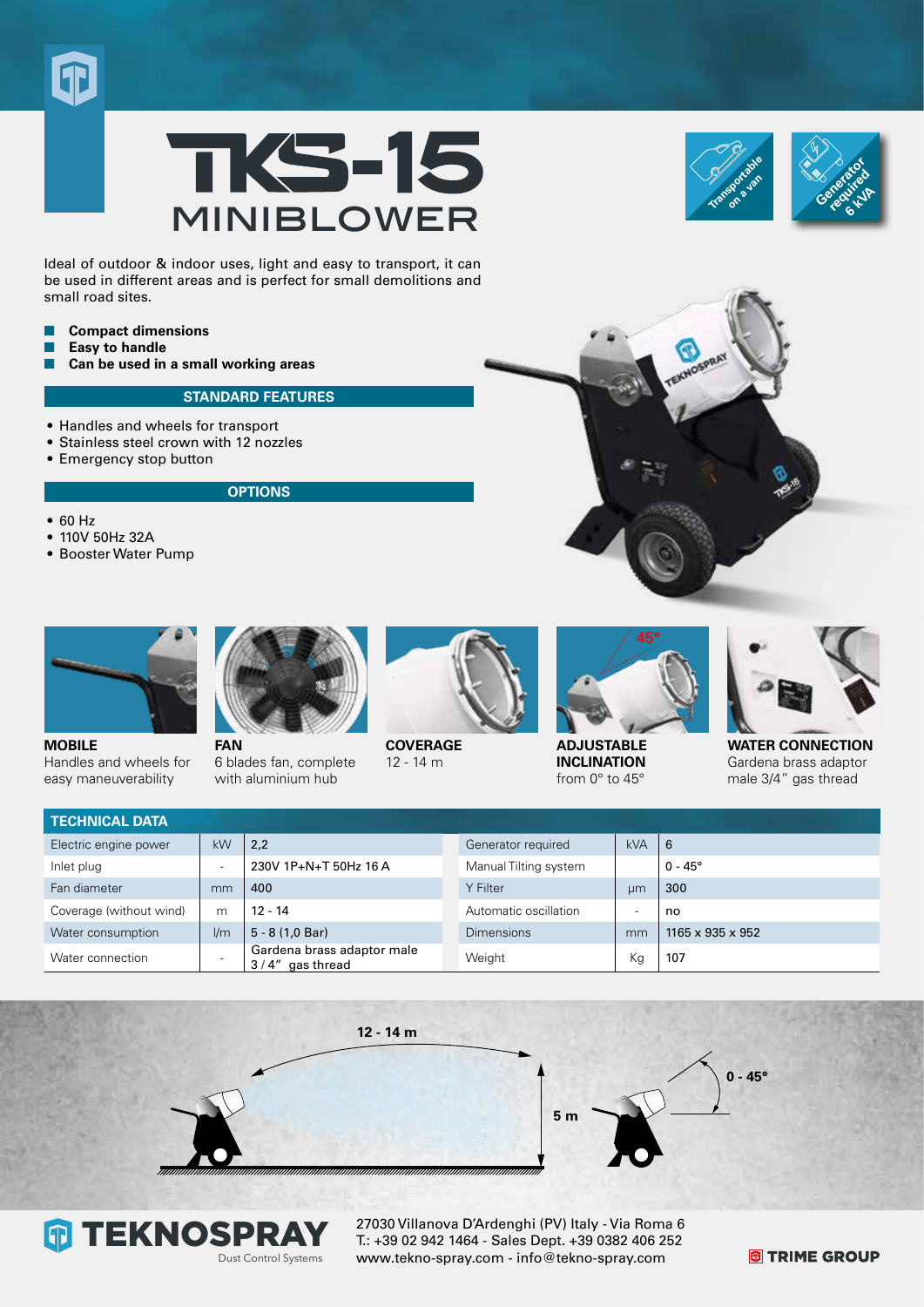# TKS-15

## MINIBLOWER

Transportable on a van

Generator required 6 kVA

Ideal of outdoor & indoor uses, light and easy to transport, it can be used in different areas and is perfect for small demolitions and small road sites.

- **Compact dimensions**
- **Easy to handle**
- **Can be used in a small working areas**

### STANDARD FEATURES

- Handles and wheels for transport
- Stainless steel crown with 12 nozzles
- Emergency stop button

### OPTIONS

- 60 Hz
- 110V 50Hz 32A
- Booster Water Pump

**MOBILE**
Handles and wheels for easy maneuverability

**FAN**
6 blades fan, complete with aluminium hub

**COVERAGE**
12 - 14 m

**ADJUSTABLE INCLINATION**
from 0° to 45°

**WATER CONNECTION**
Gardena brass adaptor male 3/4" gas thread

### TECHNICAL DATA

| | | | | | |
|---|---|---|---|---|---|
| Electric engine power | kW | 2,2 | Generator required | kVA | 6 |
| Inlet plug | - | 230V 1P+N+T 50Hz 16 A | Manual Tilting system | | 0 - 45° |
| Fan diameter | mm | 400 | Y Filter | µm | 300 |
| Coverage (without wind) | m | 12 - 14 | Automatic oscillation | - | no |
| Water consumption | l/m | 5 - 8 (1,0 Bar) | Dimensions | mm | 1165 x 935 x 952 |
| Water connection | - | Gardena brass adaptor male 3 / 4" gas thread | Weight | Kg | 107 |

12 - 14 m

5 m

0 - 45°

**TEKNOSPRAY**
Dust Control Systems

27030 Villanova D'Ardenghi (PV) Italy - Via Roma 6
T.: +39 02 942 1464 - Sales Dept. +39 0382 406 252
www.tekno-spray.com - info@tekno-spray.com

TRIME GROUP